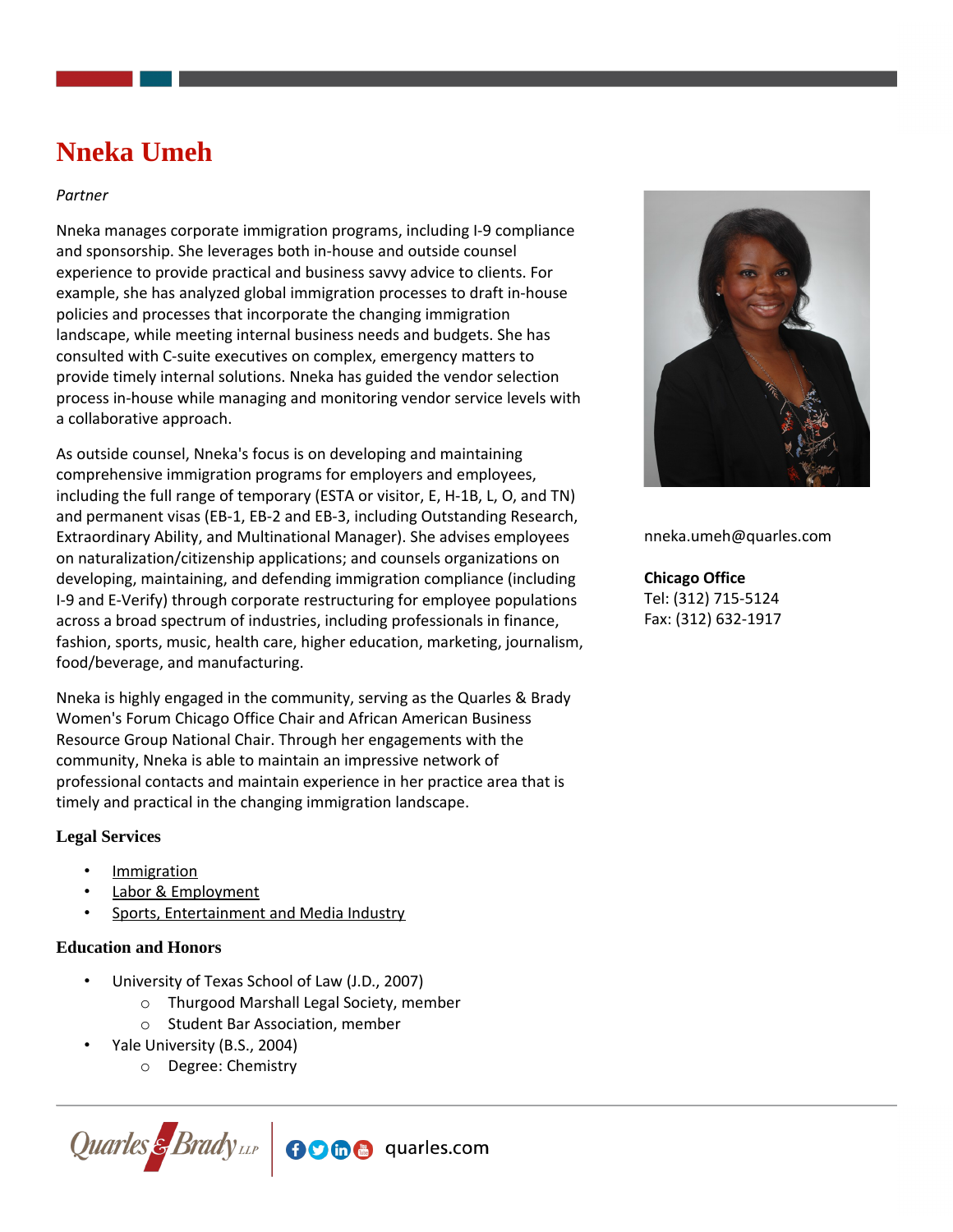# Nneka Umeh

*Partner*

Nneka manages corporate immigration programs, including I-9 compliance and sponsorship. She leverages both in-house and outside counsel experience to provide practical and business savvy advice to clients. For example, she has analyzed global immigration processes to draft in-house policies and processes that incorporate the changing immigration landscape, while meeting internal business needs and budgets. She has consulted with C-suite executives on complex, emergency matters to provide timely internal solutions. Nneka has guided the vendor selection process in-house while managing and monitoring vendor service levels with a collaborative approach.

As outside counsel, Nneka's focus is on developing and maintaining comprehensive immigration programs for employers and employees, including the full range of temporary (ESTA or visitor, E, H-1B, L, O, and TN) and permanent visas (EB-1, EB-2 and EB-3, including Outstanding Research, Extraordinary Ability, and Multinational Manager). She advises employees on naturalization/citizenship applications; and counsels organizations on developing, maintaining, and defending immigration compliance (including I-9 and E-Verify) through corporate restructuring for employee populations across a broad spectrum of industries, including professionals in finance, fashion, sports, music, health care, higher education, marketing, journalism, food/beverage, and manufacturing.

Nneka is highly engaged in the community, serving as the Quarles & Brady Women's Forum Chicago Office Chair and African American Business Resource Group National Chair. Through her engagements with the community, Nneka is able to maintain an impressive network of professional contacts and maintain experience in her practice area that is timely and practical in the changing immigration landscape.

nneka.umeh@quarles.com

**Chicago Office**
Tel: (312) 715-5124
Fax: (312) 632-1917

### Legal Services

- Immigration
- Labor & Employment
- Sports, Entertainment and Media Industry

### Education and Honors

- University of Texas School of Law (J.D., 2007)
  - Thurgood Marshall Legal Society, member
  - Student Bar Association, member
- Yale University (B.S., 2004)
  - Degree: Chemistry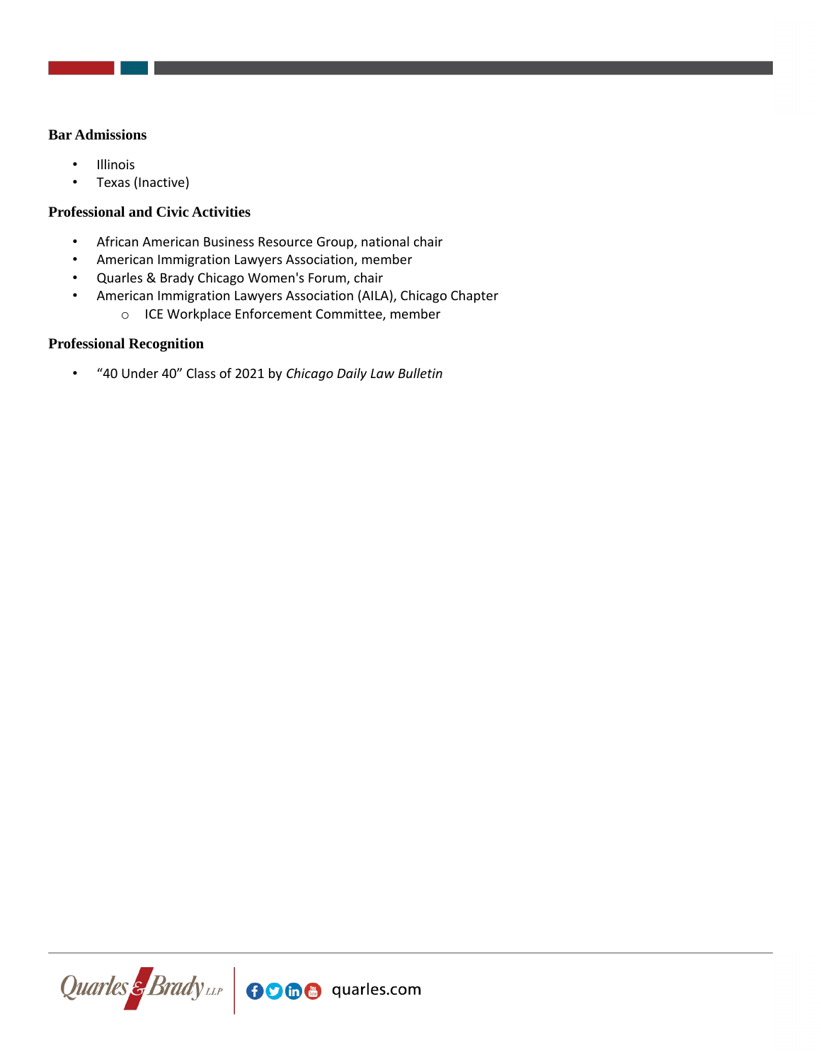### Bar Admissions

- Illinois
- Texas (Inactive)

### Professional and Civic Activities

- African American Business Resource Group, national chair
- American Immigration Lawyers Association, member
- Quarles & Brady Chicago Women's Forum, chair
- American Immigration Lawyers Association (AILA), Chicago Chapter
  - ICE Workplace Enforcement Committee, member

### Professional Recognition

- "40 Under 40" Class of 2021 by *Chicago Daily Law Bulletin*